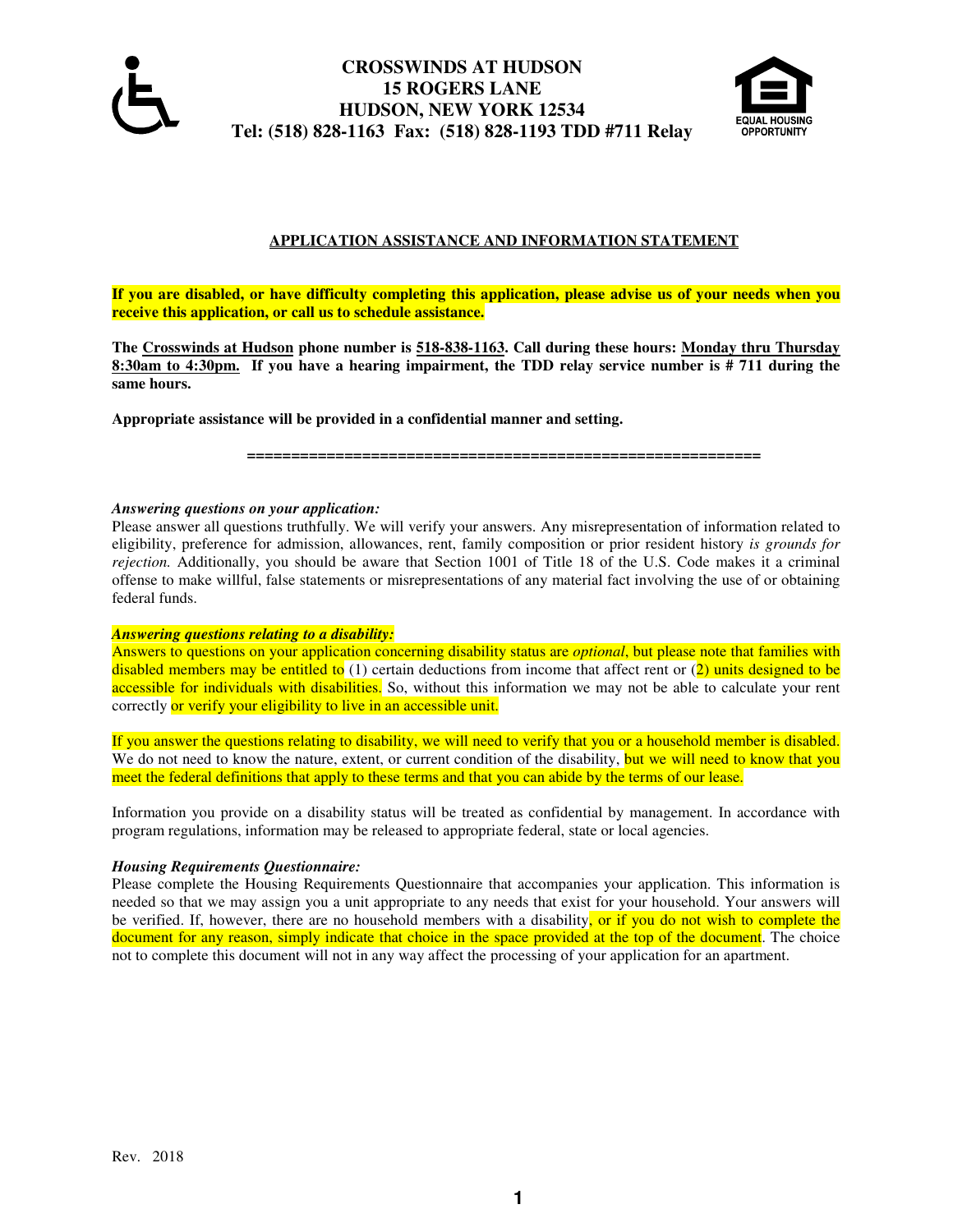# CROSSWINDS AT HUDSON
## 15 ROGERS LANE
## HUDSON, NEW YORK 12534
**Tel: (518) 828-1163  Fax: (518) 828-1193 TDD #711 Relay**

## APPLICATION ASSISTANCE AND INFORMATION STATEMENT

**If you are disabled, or have difficulty completing this application, please advise us of your needs when you receive this application, or call us to schedule assistance.**

**The Crosswinds at Hudson phone number is 518-838-1163. Call during these hours: Monday thru Thursday 8:30am to 4:30pm. If you have a hearing impairment, the TDD relay service number is # 711 during the same hours.**

**Appropriate assistance will be provided in a confidential manner and setting.**

**=========================================================**

***Answering questions on your application:***

Please answer all questions truthfully. We will verify your answers. Any misrepresentation of information related to eligibility, preference for admission, allowances, rent, family composition or prior resident history *is grounds for rejection.* Additionally, you should be aware that Section 1001 of Title 18 of the U.S. Code makes it a criminal offense to make willful, false statements or misrepresentations of any material fact involving the use of or obtaining federal funds.

***Answering questions relating to a disability:***

Answers to questions on your application concerning disability status are *optional*, but please note that families with disabled members may be entitled to (1) certain deductions from income that affect rent or (2) units designed to be accessible for individuals with disabilities. So, without this information we may not be able to calculate your rent correctly or verify your eligibility to live in an accessible unit.

If you answer the questions relating to disability, we will need to verify that you or a household member is disabled. We do not need to know the nature, extent, or current condition of the disability, but we will need to know that you meet the federal definitions that apply to these terms and that you can abide by the terms of our lease.

Information you provide on a disability status will be treated as confidential by management. In accordance with program regulations, information may be released to appropriate federal, state or local agencies.

***Housing Requirements Questionnaire:***

Please complete the Housing Requirements Questionnaire that accompanies your application. This information is needed so that we may assign you a unit appropriate to any needs that exist for your household. Your answers will be verified. If, however, there are no household members with a disability, or if you do not wish to complete the document for any reason, simply indicate that choice in the space provided at the top of the document. The choice not to complete this document will not in any way affect the processing of your application for an apartment.

Rev. 2018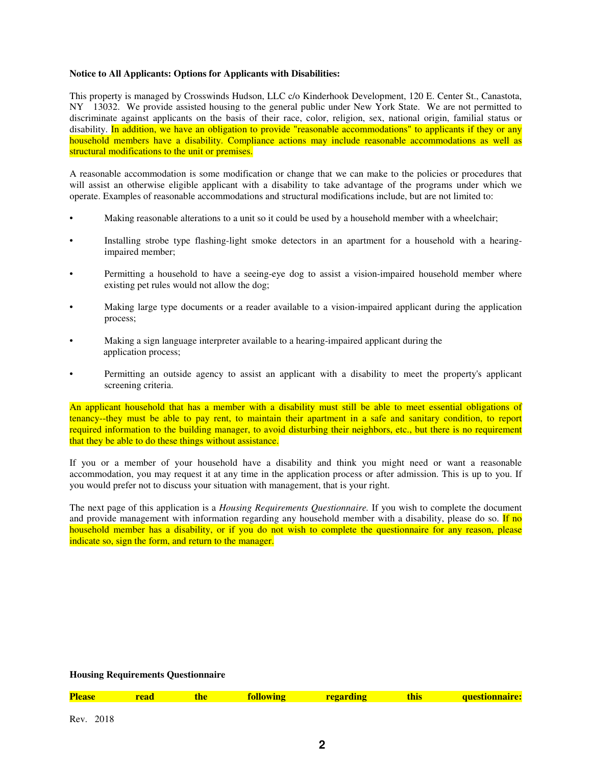**Notice to All Applicants: Options for Applicants with Disabilities:**

This property is managed by Crosswinds Hudson, LLC c/o Kinderhook Development, 120 E. Center St., Canastota, NY 13032. We provide assisted housing to the general public under New York State. We are not permitted to discriminate against applicants on the basis of their race, color, religion, sex, national origin, familial status or disability. In addition, we have an obligation to provide "reasonable accommodations" to applicants if they or any household members have a disability. Compliance actions may include reasonable accommodations as well as structural modifications to the unit or premises.

A reasonable accommodation is some modification or change that we can make to the policies or procedures that will assist an otherwise eligible applicant with a disability to take advantage of the programs under which we operate. Examples of reasonable accommodations and structural modifications include, but are not limited to:

- Making reasonable alterations to a unit so it could be used by a household member with a wheelchair;
- Installing strobe type flashing-light smoke detectors in an apartment for a household with a hearing-impaired member;
- Permitting a household to have a seeing-eye dog to assist a vision-impaired household member where existing pet rules would not allow the dog;
- Making large type documents or a reader available to a vision-impaired applicant during the application process;
- Making a sign language interpreter available to a hearing-impaired applicant during the application process;
- Permitting an outside agency to assist an applicant with a disability to meet the property's applicant screening criteria.

An applicant household that has a member with a disability must still be able to meet essential obligations of tenancy--they must be able to pay rent, to maintain their apartment in a safe and sanitary condition, to report required information to the building manager, to avoid disturbing their neighbors, etc., but there is no requirement that they be able to do these things without assistance.

If you or a member of your household have a disability and think you might need or want a reasonable accommodation, you may request it at any time in the application process or after admission. This is up to you. If you would prefer not to discuss your situation with management, that is your right.

The next page of this application is a *Housing Requirements Questionnaire.* If you wish to complete the document and provide management with information regarding any household member with a disability, please do so. If no household member has a disability, or if you do not wish to complete the questionnaire for any reason, please indicate so, sign the form, and return to the manager.

**Housing Requirements Questionnaire**

**Please read the following regarding this questionnaire:**

Rev. 2018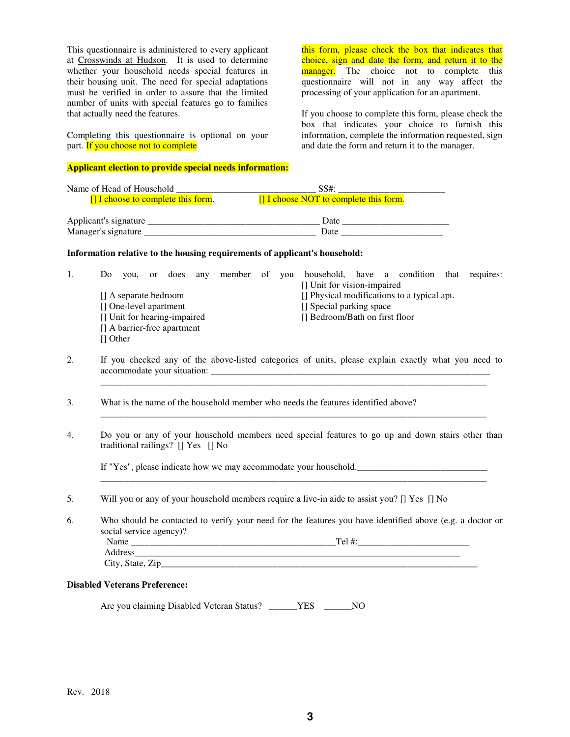This questionnaire is administered to every applicant at Crosswinds at Hudson. It is used to determine whether your household needs special features in their housing unit. The need for special adaptations must be verified in order to assure that the limited number of units with special features go to families that actually need the features.

Completing this questionnaire is optional on your part. If you choose not to complete this form, please check the box that indicates that choice, sign and date the form, and return it to the manager. The choice not to complete this questionnaire will not in any way affect the processing of your application for an apartment.

If you choose to complete this form, please check the box that indicates your choice to furnish this information, complete the information requested, sign and date the form and return it to the manager.

**Applicant election to provide special needs information:**

Name of Head of Household ______________________________ SS#: _______________________

[] I choose to complete this form. [] I choose NOT to complete this form.

Applicant's signature _____________________________________ Date ______________________

Manager's signature _____________________________________ Date ______________________

**Information relative to the housing requirements of applicant's household:**

1. Do you, or does any member of you household, have a condition that requires:
   - [] A separate bedroom
   - [] One-level apartment
   - [] Unit for hearing-impaired
   - [] A barrier-free apartment
   - [] Other
   - [] Unit for vision-impaired
   - [] Physical modifications to a typical apt.
   - [] Special parking space
   - [] Bedroom/Bath on first floor

2. If you checked any of the above-listed categories of units, please explain exactly what you need to accommodate your situation: _____________________________________________________________
   _________________________________________________________________________________

3. What is the name of the household member who needs the features identified above?
   _________________________________________________________________________________

4. Do you or any of your household members need special features to go up and down stairs other than traditional railings? [] Yes [] No

   If "Yes", please indicate how we may accommodate your household.____________________________
   _________________________________________________________________________________

5. Will you or any of your household members require a live-in aide to assist you? [] Yes [] No

6. Who should be contacted to verify your need for the features you have identified above (e.g. a doctor or social service agency)?
   Name _____________________________________________Tel #:________________________
   Address__________________________________________________________________________
   City, State, Zip___________________________________________________________________

**Disabled Veterans Preference:**

Are you claiming Disabled Veteran Status? ______YES ______NO

Rev. 2018